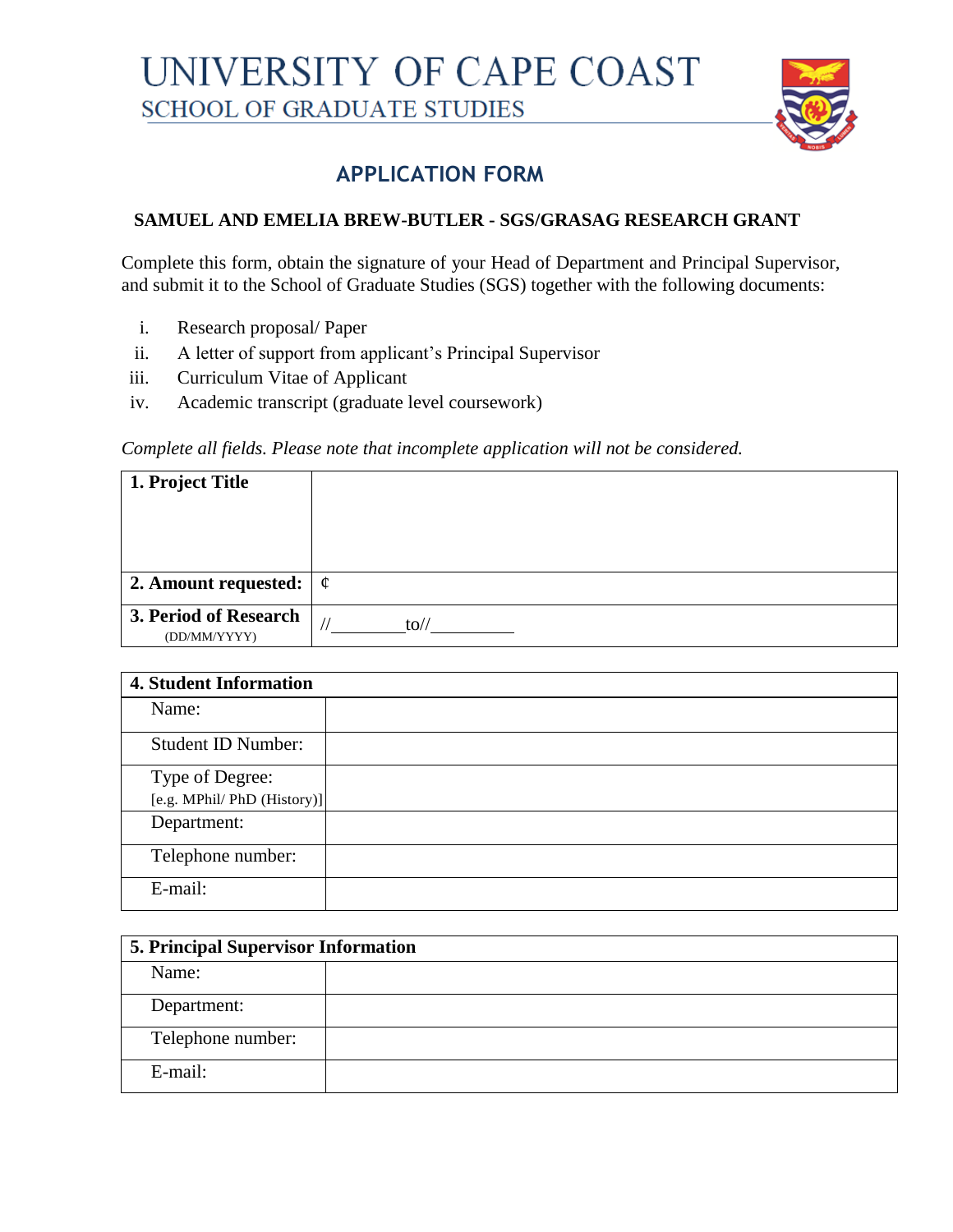# UNIVERSITY OF CAPE COAST

## SCHOOL OF GRADUATE STUDIES

## APPLICATION FORM

**SAMUEL AND EMELIA BREW-BUTLER - SGS/GRASAG RESEARCH GRANT**

Complete this form, obtain the signature of your Head of Department and Principal Supervisor, and submit it to the School of Graduate Studies (SGS) together with the following documents:

i. Research proposal/ Paper
ii. A letter of support from applicant's Principal Supervisor
iii. Curriculum Vitae of Applicant
iv. Academic transcript (graduate level coursework)

*Complete all fields. Please note that incomplete application will not be considered.*

| **1. Project Title** | |
|---|---|
| **2. Amount requested:** | ¢ |
| **3. Period of Research** (DD/MM/YYYY) | //\_\_\_\_\_\_\_\_ to//\_\_\_\_\_\_\_\_ |

| **4. Student Information** | |
|---|---|
| Name: | |
| Student ID Number: | |
| Type of Degree: [e.g. MPhil/ PhD (History)] | |
| Department: | |
| Telephone number: | |
| E-mail: | |

| **5. Principal Supervisor Information** | |
|---|---|
| Name: | |
| Department: | |
| Telephone number: | |
| E-mail: | |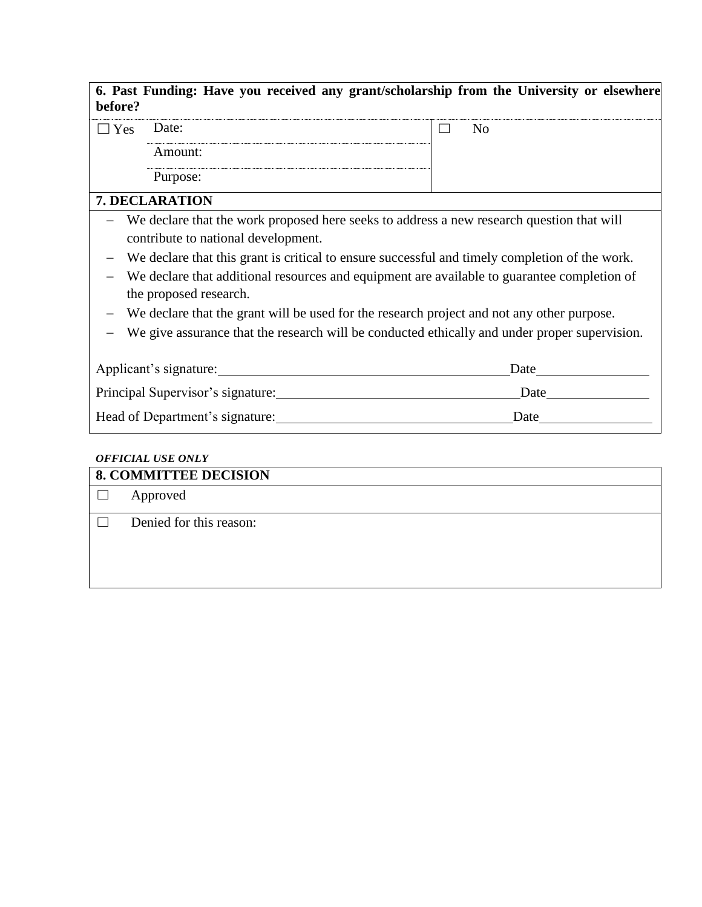**6. Past Funding: Have you received any grant/scholarship from the University or elsewhere before?**

| | | |
|---|---|---|
| ☐ Yes | Date: | ☐ No |
| | Amount: | |
| | Purpose: | |

**7. DECLARATION**

- We declare that the work proposed here seeks to address a new research question that will contribute to national development.
- We declare that this grant is critical to ensure successful and timely completion of the work.
- We declare that additional resources and equipment are available to guarantee completion of the proposed research.
- We declare that the grant will be used for the research project and not any other purpose.
- We give assurance that the research will be conducted ethically and under proper supervision.

Applicant's signature:\_\_\_\_\_\_\_\_\_\_\_\_\_\_\_\_\_\_\_\_\_\_\_\_\_\_\_\_\_\_\_\_\_\_\_\_\_\_\_\_ Date\_\_\_\_\_\_\_\_\_\_\_\_\_\_\_

Principal Supervisor's signature:\_\_\_\_\_\_\_\_\_\_\_\_\_\_\_\_\_\_\_\_\_\_\_\_\_\_\_\_\_\_\_\_\_ Date\_\_\_\_\_\_\_\_\_\_\_\_\_\_

Head of Department's signature:\_\_\_\_\_\_\_\_\_\_\_\_\_\_\_\_\_\_\_\_\_\_\_\_\_\_\_\_\_\_\_\_\_ Date\_\_\_\_\_\_\_\_\_\_\_\_\_\_\_

***OFFICIAL USE ONLY***

**8. COMMITTEE DECISION**

☐ Approved

☐ Denied for this reason: